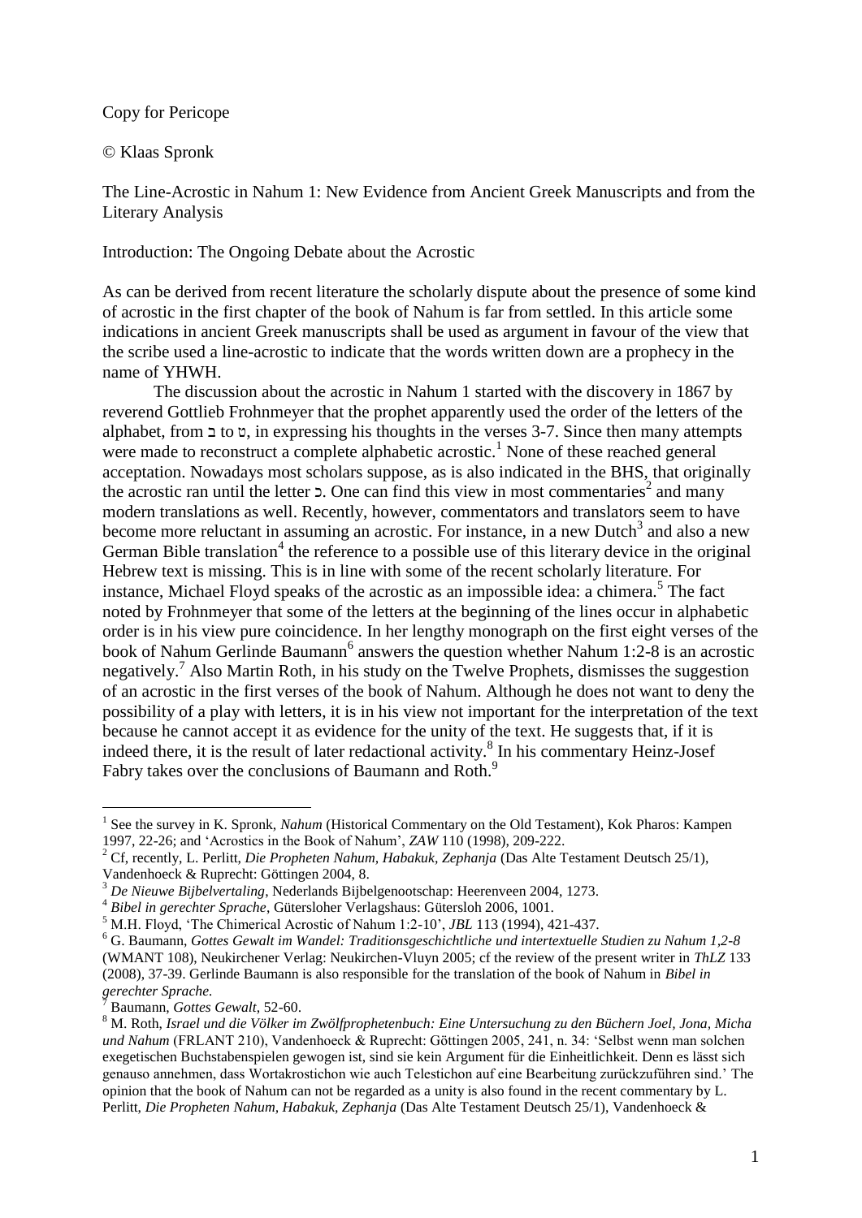Copy for Pericope

© Klaas Spronk

# The Line-Acrostic in Nahum 1: New Evidence from Ancient Greek Manuscripts and from the Literary Analysis

## Introduction: The Ongoing Debate about the Acrostic

As can be derived from recent literature the scholarly dispute about the presence of some kind of acrostic in the first chapter of the book of Nahum is far from settled. In this article some indications in ancient Greek manuscripts shall be used as argument in favour of the view that the scribe used a line-acrostic to indicate that the words written down are a prophecy in the name of YHWH.

The discussion about the acrostic in Nahum 1 started with the discovery in 1867 by reverend Gottlieb Frohnmeyer that the prophet apparently used the order of the letters of the alphabet, from ב to ט, in expressing his thoughts in the verses 3-7. Since then many attempts were made to reconstruct a complete alphabetic acrostic.[1] None of these reached general acceptation. Nowadays most scholars suppose, as is also indicated in the BHS, that originally the acrostic ran until the letter כ. One can find this view in most commentaries[2] and many modern translations as well. Recently, however, commentators and translators seem to have become more reluctant in assuming an acrostic. For instance, in a new Dutch[3] and also a new German Bible translation[4] the reference to a possible use of this literary device in the original Hebrew text is missing. This is in line with some of the recent scholarly literature. For instance, Michael Floyd speaks of the acrostic as an impossible idea: a chimera.[5] The fact noted by Frohnmeyer that some of the letters at the beginning of the lines occur in alphabetic order is in his view pure coincidence. In her lengthy monograph on the first eight verses of the book of Nahum Gerlinde Baumann[6] answers the question whether Nahum 1:2-8 is an acrostic negatively.[7] Also Martin Roth, in his study on the Twelve Prophets, dismisses the suggestion of an acrostic in the first verses of the book of Nahum. Although he does not want to deny the possibility of a play with letters, it is in his view not important for the interpretation of the text because he cannot accept it as evidence for the unity of the text. He suggests that, if it is indeed there, it is the result of later redactional activity.[8] In his commentary Heinz-Josef Fabry takes over the conclusions of Baumann and Roth.[9]

---

[1] See the survey in K. Spronk, *Nahum* (Historical Commentary on the Old Testament), Kok Pharos: Kampen 1997, 22-26; and 'Acrostics in the Book of Nahum', *ZAW* 110 (1998), 209-222.

[2] Cf, recently, L. Perlitt, *Die Propheten Nahum, Habakuk, Zephanja* (Das Alte Testament Deutsch 25/1), Vandenhoeck & Ruprecht: Göttingen 2004, 8.

[3] *De Nieuwe Bijbelvertaling*, Nederlands Bijbelgenootschap: Heerenveen 2004, 1273.

[4] *Bibel in gerechter Sprache*, Gütersloher Verlagshaus: Gütersloh 2006, 1001.

[5] M.H. Floyd, 'The Chimerical Acrostic of Nahum 1:2-10', *JBL* 113 (1994), 421-437.

[6] G. Baumann, *Gottes Gewalt im Wandel: Traditionsgeschichtliche und intertextuelle Studien zu Nahum 1,2-8* (WMANT 108), Neukirchener Verlag: Neukirchen-Vluyn 2005; cf the review of the present writer in *ThLZ* 133 (2008), 37-39. Gerlinde Baumann is also responsible for the translation of the book of Nahum in *Bibel in gerechter Sprache.*

[7] Baumann, *Gottes Gewalt*, 52-60.

[8] M. Roth, *Israel und die Völker im Zwölfprophetenbuch: Eine Untersuchung zu den Büchern Joel, Jona, Micha und Nahum* (FRLANT 210), Vandenhoeck & Ruprecht: Göttingen 2005, 241, n. 34: 'Selbst wenn man solchen exegetischen Buchstabenspielen gewogen ist, sind sie kein Argument für die Einheitlichkeit. Denn es lässt sich genauso annehmen, dass Wortakrostichon wie auch Telestichon auf eine Bearbeitung zurückzuführen sind.' The opinion that the book of Nahum can not be regarded as a unity is also found in the recent commentary by L. Perlitt, *Die Propheten Nahum, Habakuk, Zephanja* (Das Alte Testament Deutsch 25/1), Vandenhoeck &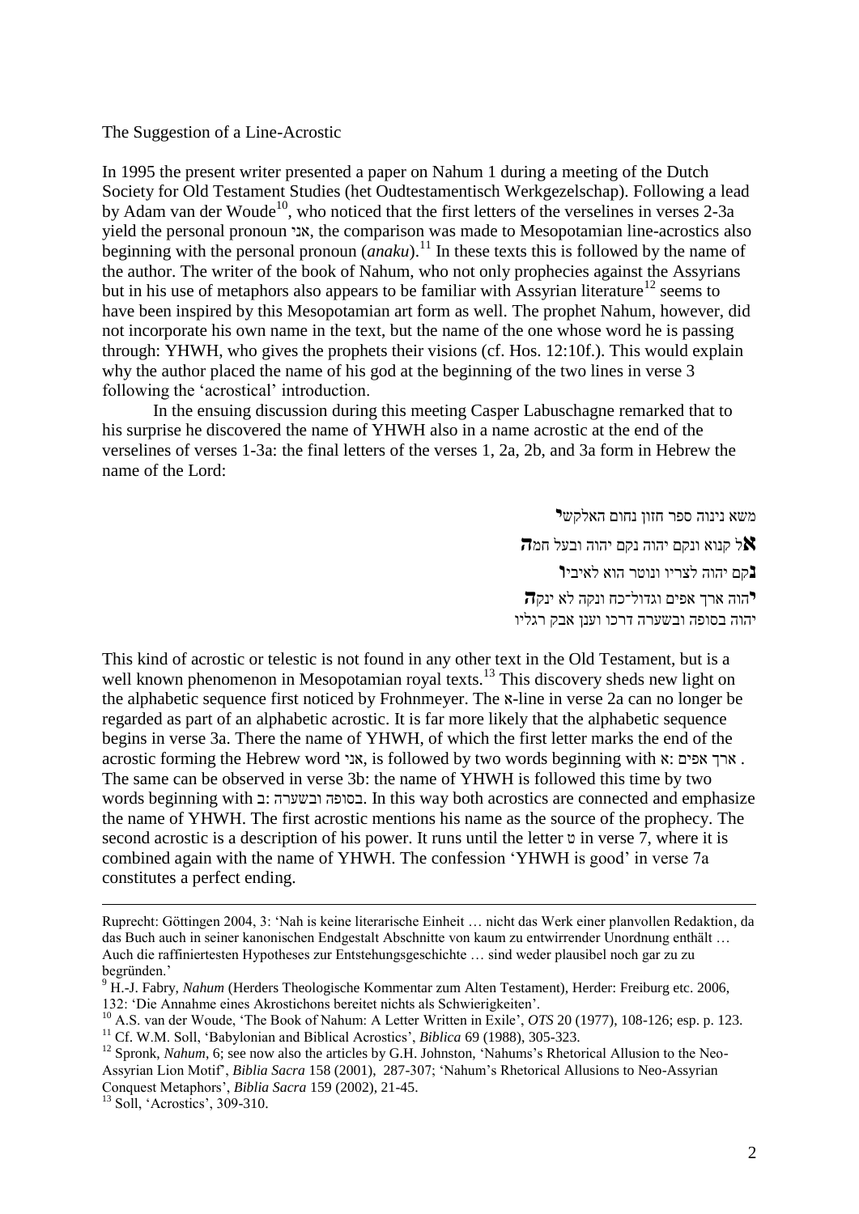The Suggestion of a Line-Acrostic

In 1995 the present writer presented a paper on Nahum 1 during a meeting of the Dutch Society for Old Testament Studies (het Oudtestamentisch Werkgezelschap). Following a lead by Adam van der Woude[10], who noticed that the first letters of the verselines in verses 2-3a yield the personal pronoun אני, the comparison was made to Mesopotamian line-acrostics also beginning with the personal pronoun (*anaku*).[11] In these texts this is followed by the name of the author. The writer of the book of Nahum, who not only prophecies against the Assyrians but in his use of metaphors also appears to be familiar with Assyrian literature[12] seems to have been inspired by this Mesopotamian art form as well. The prophet Nahum, however, did not incorporate his own name in the text, but the name of the one whose word he is passing through: YHWH, who gives the prophets their visions (cf. Hos. 12:10f.). This would explain why the author placed the name of his god at the beginning of the two lines in verse 3 following the 'acrostical' introduction.

In the ensuing discussion during this meeting Casper Labuschagne remarked that to his surprise he discovered the name of YHWH also in a name acrostic at the end of the verselines of verses 1-3a: the final letters of the verses 1, 2a, 2b, and 3a form in Hebrew the name of the Lord:

משא נינוה ספר חזון נחום האלקש**י**

**א**ל קנוא ונקם יהוה נקם יהוה ובעל חמ**ה**

**נ**קם יהוה לצריו ונוטר הוא לאיבי**ו**

**י**הוה ארך אפים וגדול־כח ונקה לא ינק**ה**

יהוה בסופה ובשערה דרכו וענן אבק רגליו

This kind of acrostic or telestic is not found in any other text in the Old Testament, but is a well known phenomenon in Mesopotamian royal texts.[13] This discovery sheds new light on the alphabetic sequence first noticed by Frohnmeyer. The א-line in verse 2a can no longer be regarded as part of an alphabetic acrostic. It is far more likely that the alphabetic sequence begins in verse 3a. There the name of YHWH, of which the first letter marks the end of the acrostic forming the Hebrew word אני, is followed by two words beginning with א: ארך אפים. The same can be observed in verse 3b: the name of YHWH is followed this time by two words beginning with ב: בסופה ובשערה. In this way both acrostics are connected and emphasize the name of YHWH. The first acrostic mentions his name as the source of the prophecy. The second acrostic is a description of his power. It runs until the letter ט in verse 7, where it is combined again with the name of YHWH. The confession 'YHWH is good' in verse 7a constitutes a perfect ending.

---

Ruprecht: Göttingen 2004, 3: 'Nah is keine literarische Einheit … nicht das Werk einer planvollen Redaktion, da das Buch auch in seiner kanonischen Endgestalt Abschnitte von kaum zu entwirrender Unordnung enthält … Auch die raffiniertesten Hypotheses zur Entstehungsgeschichte … sind weder plausibel noch gar zu zu begründen.'

[9] H.-J. Fabry, *Nahum* (Herders Theologische Kommentar zum Alten Testament), Herder: Freiburg etc. 2006, 132: 'Die Annahme eines Akrostichons bereitet nichts als Schwierigkeiten'.

[10] A.S. van der Woude, 'The Book of Nahum: A Letter Written in Exile', *OTS* 20 (1977), 108-126; esp. p. 123.

[11] Cf. W.M. Soll, 'Babylonian and Biblical Acrostics', *Biblica* 69 (1988), 305-323.

[12] Spronk, *Nahum*, 6; see now also the articles by G.H. Johnston, 'Nahums's Rhetorical Allusion to the Neo-Assyrian Lion Motif', *Biblia Sacra* 158 (2001), 287-307; 'Nahum's Rhetorical Allusions to Neo-Assyrian Conquest Metaphors', *Biblia Sacra* 159 (2002), 21-45.

[13] Soll, 'Acrostics', 309-310.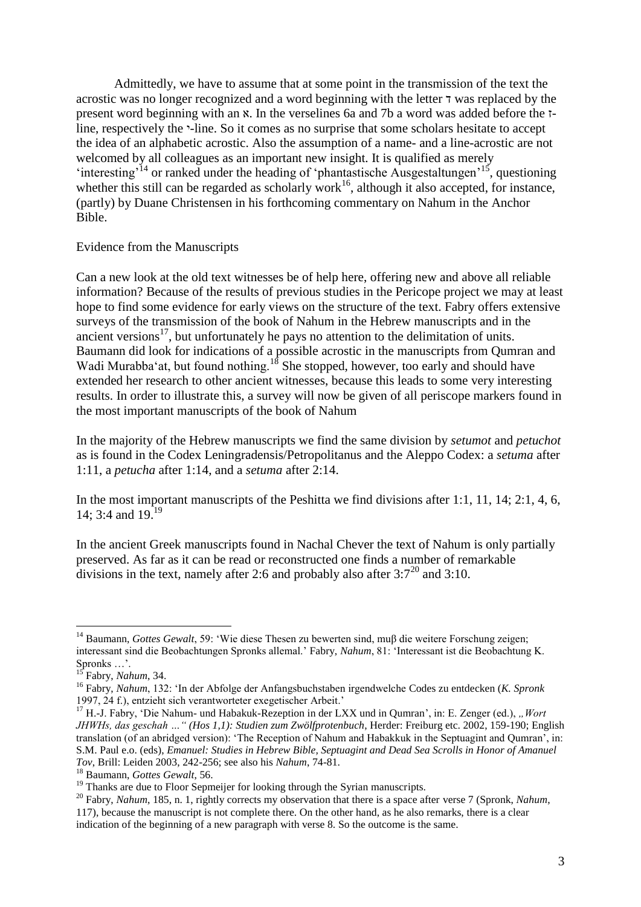Admittedly, we have to assume that at some point in the transmission of the text the acrostic was no longer recognized and a word beginning with the letter ד was replaced by the present word beginning with an א. In the verselines 6a and 7b a word was added before the ז-line, respectively the י-line. So it comes as no surprise that some scholars hesitate to accept the idea of an alphabetic acrostic. Also the assumption of a name- and a line-acrostic are not welcomed by all colleagues as an important new insight. It is qualified as merely 'interesting'[14] or ranked under the heading of 'phantastische Ausgestaltungen'[15], questioning whether this still can be regarded as scholarly work[16], although it also accepted, for instance, (partly) by Duane Christensen in his forthcoming commentary on Nahum in the Anchor Bible.

## Evidence from the Manuscripts

Can a new look at the old text witnesses be of help here, offering new and above all reliable information? Because of the results of previous studies in the Pericope project we may at least hope to find some evidence for early views on the structure of the text. Fabry offers extensive surveys of the transmission of the book of Nahum in the Hebrew manuscripts and in the ancient versions[17], but unfortunately he pays no attention to the delimitation of units. Baumann did look for indications of a possible acrostic in the manuscripts from Qumran and Wadi Murabba'at, but found nothing.[18] She stopped, however, too early and should have extended her research to other ancient witnesses, because this leads to some very interesting results. In order to illustrate this, a survey will now be given of all periscope markers found in the most important manuscripts of the book of Nahum

In the majority of the Hebrew manuscripts we find the same division by *setumot* and *petuchot* as is found in the Codex Leningradensis/Petropolitanus and the Aleppo Codex: a *setuma* after 1:11, a *petucha* after 1:14, and a *setuma* after 2:14.

In the most important manuscripts of the Peshitta we find divisions after 1:1, 11, 14; 2:1, 4, 6, 14; 3:4 and 19.[19]

In the ancient Greek manuscripts found in Nachal Chever the text of Nahum is only partially preserved. As far as it can be read or reconstructed one finds a number of remarkable divisions in the text, namely after 2:6 and probably also after 3:7[20] and 3:10.

---

[14] Baumann, *Gottes Gewalt*, 59: 'Wie diese Thesen zu bewerten sind, muβ die weitere Forschung zeigen; interessant sind die Beobachtungen Spronks allemal.' Fabry, *Nahum*, 81: 'Interessant ist die Beobachtung K. Spronks …'.

[15] Fabry, *Nahum*, 34.

[16] Fabry, *Nahum*, 132: 'In der Abfolge der Anfangsbuchstaben irgendwelche Codes zu entdecken (*K. Spronk* 1997, 24 f.), entzieht sich verantworteter exegetischer Arbeit.'

[17] H.-J. Fabry, 'Die Nahum- und Habakuk-Rezeption in der LXX und in Qumran', in: E. Zenger (ed.), *„Wort JHWHs, das geschah …" (Hos 1,1): Studien zum Zwölfprotenbuch*, Herder: Freiburg etc. 2002, 159-190; English translation (of an abridged version): 'The Reception of Nahum and Habakkuk in the Septuagint and Qumran', in: S.M. Paul e.o. (eds), *Emanuel: Studies in Hebrew Bible, Septuagint and Dead Sea Scrolls in Honor of Amanuel Tov*, Brill: Leiden 2003, 242-256; see also his *Nahum*, 74-81.

[18] Baumann, *Gottes Gewalt*, 56.

[19] Thanks are due to Floor Sepmeijer for looking through the Syrian manuscripts.

[20] Fabry, *Nahum*, 185, n. 1, rightly corrects my observation that there is a space after verse 7 (Spronk, *Nahum*, 117), because the manuscript is not complete there. On the other hand, as he also remarks, there is a clear indication of the beginning of a new paragraph with verse 8. So the outcome is the same.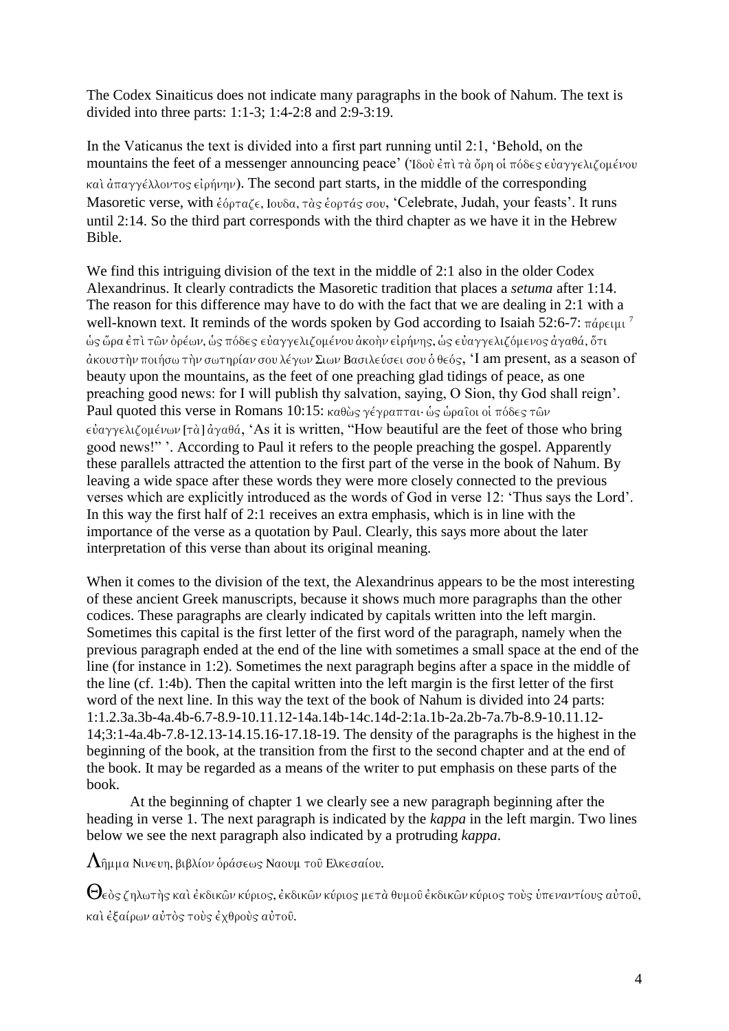The Codex Sinaiticus does not indicate many paragraphs in the book of Nahum. The text is divided into three parts: 1:1-3; 1:4-2:8 and 2:9-3:19.

In the Vaticanus the text is divided into a first part running until 2:1, 'Behold, on the mountains the feet of a messenger announcing peace' (Ἰδοὺ ἐπὶ τὰ ὄρη οἱ πόδες εὐαγγελιζομένου καὶ ἀπαγγέλλοντος εἰρήνην). The second part starts, in the middle of the corresponding Masoretic verse, with ἑόρταζε, Ιουδα, τὰς ἑορτάς σου, 'Celebrate, Judah, your feasts'. It runs until 2:14. So the third part corresponds with the third chapter as we have it in the Hebrew Bible.

We find this intriguing division of the text in the middle of 2:1 also in the older Codex Alexandrinus. It clearly contradicts the Masoretic tradition that places a *setuma* after 1:14. The reason for this difference may have to do with the fact that we are dealing in 2:1 with a well-known text. It reminds of the words spoken by God according to Isaiah 52:6-7: πάρειμι [7] ὡς ὥρα ἐπὶ τῶν ὀρέων, ὡς πόδες εὐαγγελιζομένου ἀκοὴν εἰρήνης, ὡς εὐαγγελιζόμενος ἀγαθά, ὅτι ἀκουστὴν ποιήσω τὴν σωτηρίαν σου λέγων Σιων Βασιλεύσει σου ὁ θεός, 'I am present, as a season of beauty upon the mountains, as the feet of one preaching glad tidings of peace, as one preaching good news: for I will publish thy salvation, saying, O Sion, thy God shall reign'. Paul quoted this verse in Romans 10:15: καθὼς γέγραπται· ὡς ὡραῖοι οἱ πόδες τῶν εὐαγγελιζομένων [τὰ] ἀγαθά, 'As it is written, "How beautiful are the feet of those who bring good news!" '. According to Paul it refers to the people preaching the gospel. Apparently these parallels attracted the attention to the first part of the verse in the book of Nahum. By leaving a wide space after these words they were more closely connected to the previous verses which are explicitly introduced as the words of God in verse 12: 'Thus says the Lord'. In this way the first half of 2:1 receives an extra emphasis, which is in line with the importance of the verse as a quotation by Paul. Clearly, this says more about the later interpretation of this verse than about its original meaning.

When it comes to the division of the text, the Alexandrinus appears to be the most interesting of these ancient Greek manuscripts, because it shows much more paragraphs than the other codices. These paragraphs are clearly indicated by capitals written into the left margin. Sometimes this capital is the first letter of the first word of the paragraph, namely when the previous paragraph ended at the end of the line with sometimes a small space at the end of the line (for instance in 1:2). Sometimes the next paragraph begins after a space in the middle of the line (cf. 1:4b). Then the capital written into the left margin is the first letter of the first word of the next line. In this way the text of the book of Nahum is divided into 24 parts: 1:1.2.3a.3b-4a.4b-6.7-8.9-10.11.12-14a.14b-14c.14d-2:1a.1b-2a.2b-7a.7b-8.9-10.11.12-14;3:1-4a.4b-7.8-12.13-14.15.16-17.18-19. The density of the paragraphs is the highest in the beginning of the book, at the transition from the first to the second chapter and at the end of the book. It may be regarded as a means of the writer to put emphasis on these parts of the book.

At the beginning of chapter 1 we clearly see a new paragraph beginning after the heading in verse 1. The next paragraph is indicated by the *kappa* in the left margin. Two lines below we see the next paragraph also indicated by a protruding *kappa*.

Λῆμμα Νινευη, βιβλίον ὁράσεως Ναουμ τοῦ Ελκεσαίου.

Θεὸς ζηλωτὴς καὶ ἐκδικῶν κύριος, ἐκδικῶν κύριος μετὰ θυμοῦ ἐκδικῶν κύριος τοὺς ὑπεναντίους αὐτοῦ, καὶ ἐξαίρων αὐτὸς τοὺς ἐχθροὺς αὐτοῦ.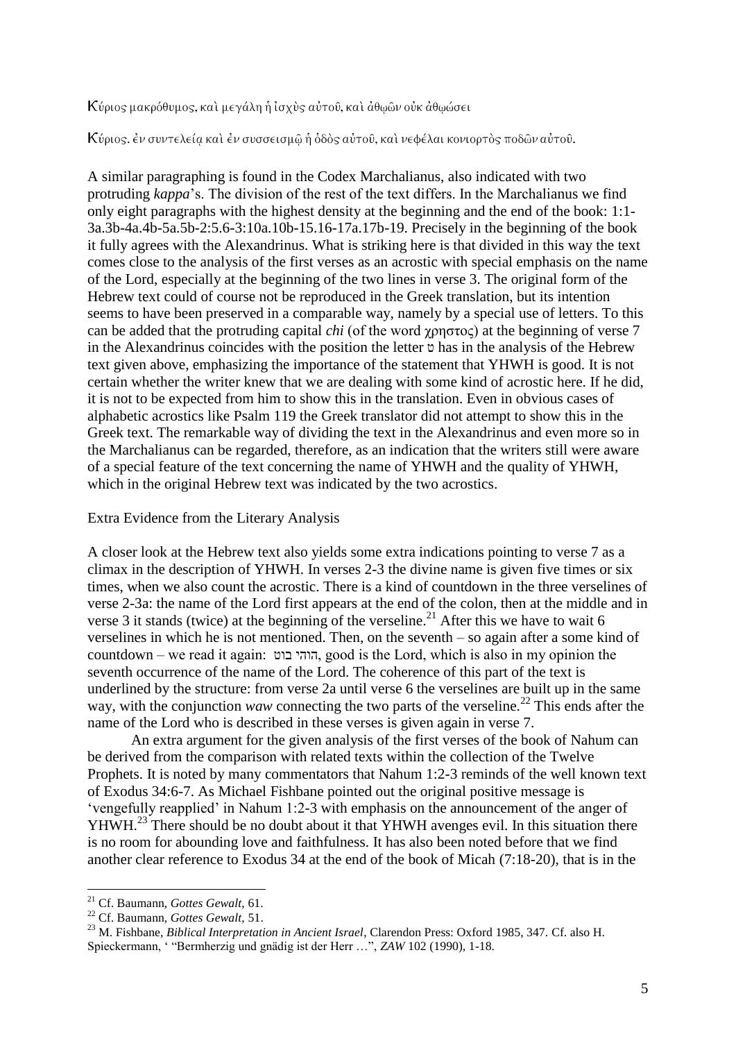Κύριος μακρόθυμος, καὶ μεγάλη ἡ ἰσχὺς αὐτοῦ, καὶ ἀθῷων οὐκ ἀθῳώσει

Κύριος. ἐν συντελείᾳ καὶ ἐν συσσεισμῷ ἡ ὁδὸς αὐτοῦ, καὶ νεφέλαι κονιορτὸς ποδῶν αὐτοῦ.

A similar paragraphing is found in the Codex Marchalianus, also indicated with two protruding *kappa*'s. The division of the rest of the text differs. In the Marchalianus we find only eight paragraphs with the highest density at the beginning and the end of the book: 1:1-3a.3b-4a.4b-5a.5b-2:5.6-3:10a.10b-15.16-17a.17b-19. Precisely in the beginning of the book it fully agrees with the Alexandrinus. What is striking here is that divided in this way the text comes close to the analysis of the first verses as an acrostic with special emphasis on the name of the Lord, especially at the beginning of the two lines in verse 3. The original form of the Hebrew text could of course not be reproduced in the Greek translation, but its intention seems to have been preserved in a comparable way, namely by a special use of letters. To this can be added that the protruding capital *chi* (of the word χρηστος) at the beginning of verse 7 in the Alexandrinus coincides with the position the letter ט has in the analysis of the Hebrew text given above, emphasizing the importance of the statement that YHWH is good. It is not certain whether the writer knew that we are dealing with some kind of acrostic here. If he did, it is not to be expected from him to show this in the translation. Even in obvious cases of alphabetic acrostics like Psalm 119 the Greek translator did not attempt to show this in the Greek text. The remarkable way of dividing the text in the Alexandrinus and even more so in the Marchalianus can be regarded, therefore, as an indication that the writers still were aware of a special feature of the text concerning the name of YHWH and the quality of YHWH, which in the original Hebrew text was indicated by the two acrostics.

## Extra Evidence from the Literary Analysis

A closer look at the Hebrew text also yields some extra indications pointing to verse 7 as a climax in the description of YHWH. In verses 2-3 the divine name is given five times or six times, when we also count the acrostic. There is a kind of countdown in the three verselines of verse 2-3a: the name of the Lord first appears at the end of the colon, then at the middle and in verse 3 it stands (twice) at the beginning of the verseline.[21] After this we have to wait 6 verselines in which he is not mentioned. Then, on the seventh – so again after a some kind of countdown – we read it again: טוב יהוה, good is the Lord, which is also in my opinion the seventh occurrence of the name of the Lord. The coherence of this part of the text is underlined by the structure: from verse 2a until verse 6 the verselines are built up in the same way, with the conjunction *waw* connecting the two parts of the verseline.[22] This ends after the name of the Lord who is described in these verses is given again in verse 7.

An extra argument for the given analysis of the first verses of the book of Nahum can be derived from the comparison with related texts within the collection of the Twelve Prophets. It is noted by many commentators that Nahum 1:2-3 reminds of the well known text of Exodus 34:6-7. As Michael Fishbane pointed out the original positive message is 'vengefully reapplied' in Nahum 1:2-3 with emphasis on the announcement of the anger of YHWH.[23] There should be no doubt about it that YHWH avenges evil. In this situation there is no room for abounding love and faithfulness. It has also been noted before that we find another clear reference to Exodus 34 at the end of the book of Micah (7:18-20), that is in the

---

[21] Cf. Baumann, *Gottes Gewalt*, 61.

[22] Cf. Baumann, *Gottes Gewalt*, 51.

[23] M. Fishbane, *Biblical Interpretation in Ancient Israel*, Clarendon Press: Oxford 1985, 347. Cf. also H. Spieckermann, ' "Bermherzig und gnädig ist der Herr …", *ZAW* 102 (1990), 1-18.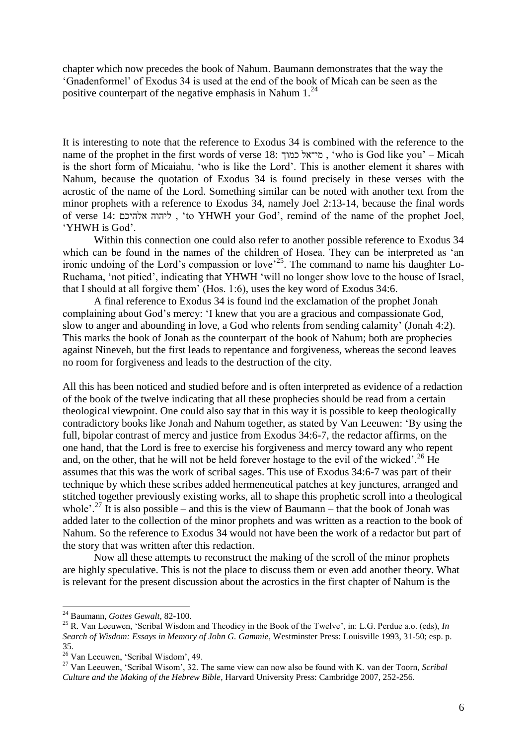chapter which now precedes the book of Nahum. Baumann demonstrates that the way the 'Gnadenformel' of Exodus 34 is used at the end of the book of Micah can be seen as the positive counterpart of the negative emphasis in Nahum 1.[24]

It is interesting to note that the reference to Exodus 34 is combined with the reference to the name of the prophet in the first words of verse 18: מי־אל כמוך , 'who is God like you' – Micah is the short form of Micaiahu, 'who is like the Lord'. This is another element it shares with Nahum, because the quotation of Exodus 34 is found precisely in these verses with the acrostic of the name of the Lord. Something similar can be noted with another text from the minor prophets with a reference to Exodus 34, namely Joel 2:13-14, because the final words of verse 14: ליהוה אלהיכם , 'to YHWH your God', remind of the name of the prophet Joel, 'YHWH is God'.

Within this connection one could also refer to another possible reference to Exodus 34 which can be found in the names of the children of Hosea. They can be interpreted as 'an ironic undoing of the Lord's compassion or love'[25]. The command to name his daughter Lo-Ruchama, 'not pitied', indicating that YHWH 'will no longer show love to the house of Israel, that I should at all forgive them' (Hos. 1:6), uses the key word of Exodus 34:6.

A final reference to Exodus 34 is found ind the exclamation of the prophet Jonah complaining about God's mercy: 'I knew that you are a gracious and compassionate God, slow to anger and abounding in love, a God who relents from sending calamity' (Jonah 4:2). This marks the book of Jonah as the counterpart of the book of Nahum; both are prophecies against Nineveh, but the first leads to repentance and forgiveness, whereas the second leaves no room for forgiveness and leads to the destruction of the city.

All this has been noticed and studied before and is often interpreted as evidence of a redaction of the book of the twelve indicating that all these prophecies should be read from a certain theological viewpoint. One could also say that in this way it is possible to keep theologically contradictory books like Jonah and Nahum together, as stated by Van Leeuwen: 'By using the full, bipolar contrast of mercy and justice from Exodus 34:6-7, the redactor affirms, on the one hand, that the Lord is free to exercise his forgiveness and mercy toward any who repent and, on the other, that he will not be held forever hostage to the evil of the wicked'.[26] He assumes that this was the work of scribal sages. This use of Exodus 34:6-7 was part of their technique by which these scribes added hermeneutical patches at key junctures, arranged and stitched together previously existing works, all to shape this prophetic scroll into a theological whole'.[27] It is also possible – and this is the view of Baumann – that the book of Jonah was added later to the collection of the minor prophets and was written as a reaction to the book of Nahum. So the reference to Exodus 34 would not have been the work of a redactor but part of the story that was written after this redaction.

Now all these attempts to reconstruct the making of the scroll of the minor prophets are highly speculative. This is not the place to discuss them or even add another theory. What is relevant for the present discussion about the acrostics in the first chapter of Nahum is the

---

[24] Baumann, *Gottes Gewalt*, 82-100.

[25] R. Van Leeuwen, 'Scribal Wisdom and Theodicy in the Book of the Twelve', in: L.G. Perdue a.o. (eds), *In Search of Wisdom: Essays in Memory of John G. Gammie*, Westminster Press: Louisville 1993, 31-50; esp. p. 35.

[26] Van Leeuwen, 'Scribal Wisdom', 49.

[27] Van Leeuwen, 'Scribal Wisom', 32. The same view can now also be found with K. van der Toorn, *Scribal Culture and the Making of the Hebrew Bible*, Harvard University Press: Cambridge 2007, 252-256.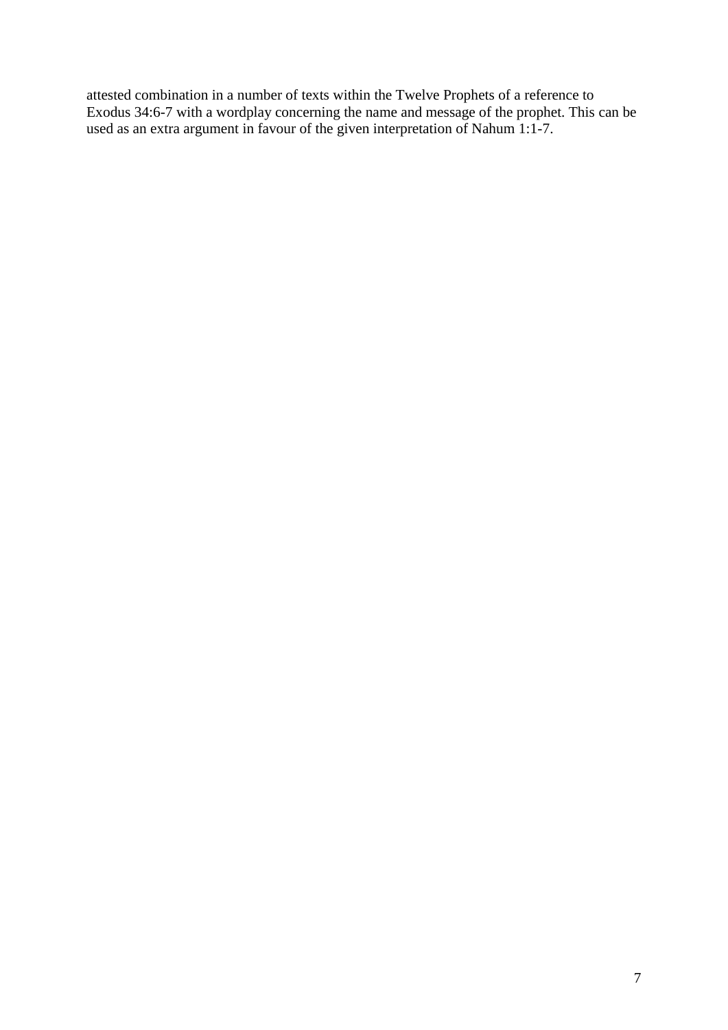attested combination in a number of texts within the Twelve Prophets of a reference to Exodus 34:6-7 with a wordplay concerning the name and message of the prophet. This can be used as an extra argument in favour of the given interpretation of Nahum 1:1-7.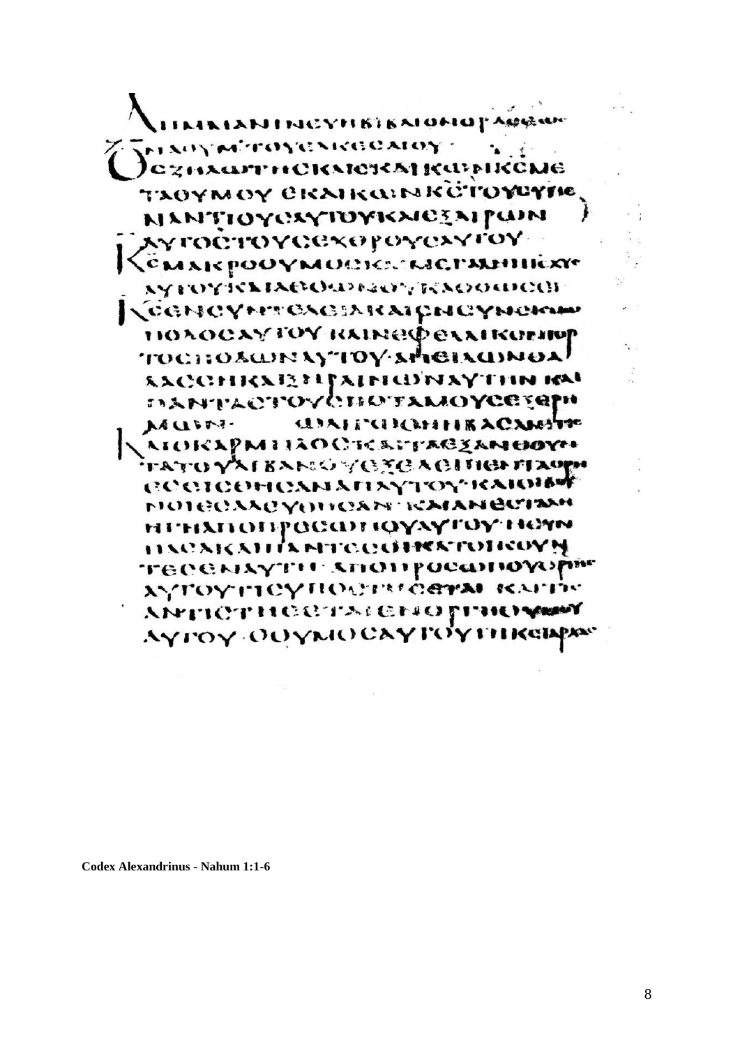**Codex Alexandrinus - Nahum 1:1-6**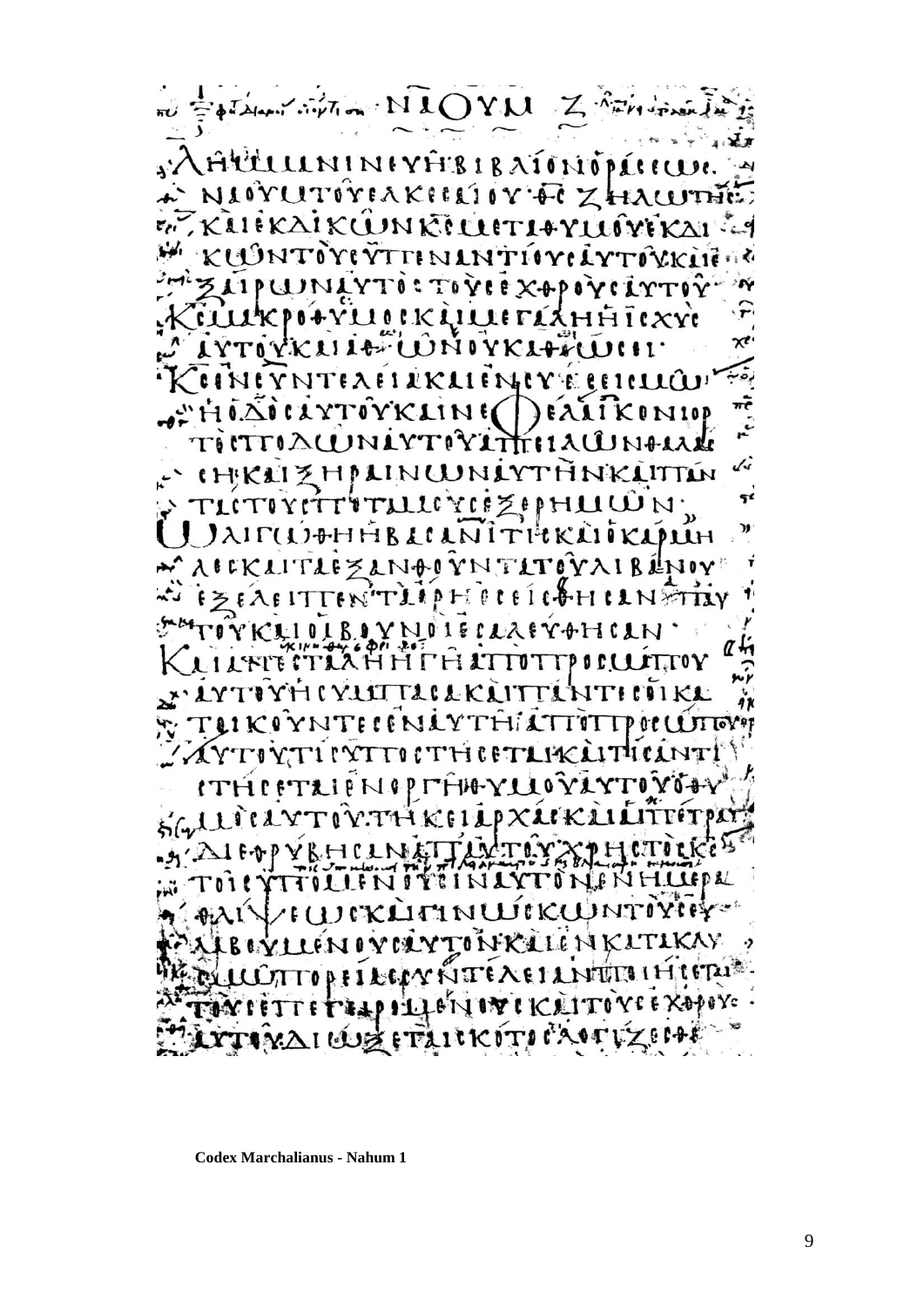**Codex Marchalianus - Nahum 1**